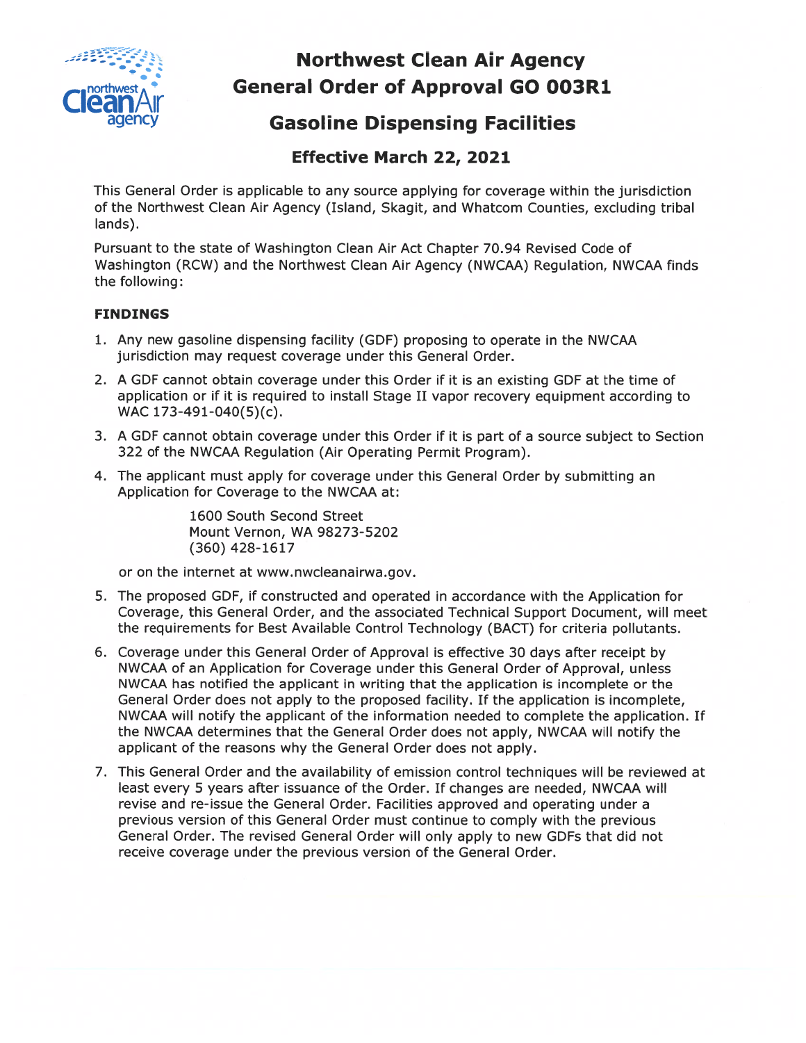# Northwest Clean Air Agency General Order of Approval GO 003R1

## Gasoline Dispensing Facilities

### Effective March 22, 2021

This General Order is applicable to any source applying for coverage within the jurisdiction of the Northwest Clean Air Agency (Island, Skagit, and Whatcom Counties, excluding tribal lands).

Pursuant to the state of Washington Clean Air Act Chapter 70.94 Revised Code of Washington (RCW) and the Northwest Clean Air Agency (NWCAA) Regulation, NWCAA finds the following:

#### FINDINGS

1. Any new gasoline dispensing facility (GDF) proposing to operate in the NWCAA jurisdiction may request coverage under this General Order.
2. A GDF cannot obtain coverage under this Order if it is an existing GDF at the time of application or if it is required to install Stage II vapor recovery equipment according to WAC 173-491-040(5)(c).
3. A GDF cannot obtain coverage under this Order if it is part of a source subject to Section 322 of the NWCAA Regulation (Air Operating Permit Program).
4. The applicant must apply for coverage under this General Order by submitting an Application for Coverage to the NWCAA at:

   1600 South Second Street
   Mount Vernon, WA 98273-5202
   (360) 428-1617

   or on the internet at www.nwcleanairwa.gov.
5. The proposed GDF, if constructed and operated in accordance with the Application for Coverage, this General Order, and the associated Technical Support Document, will meet the requirements for Best Available Control Technology (BACT) for criteria pollutants.
6. Coverage under this General Order of Approval is effective 30 days after receipt by NWCAA of an Application for Coverage under this General Order of Approval, unless NWCAA has notified the applicant in writing that the application is incomplete or the General Order does not apply to the proposed facility. If the application is incomplete, NWCAA will notify the applicant of the information needed to complete the application. If the NWCAA determines that the General Order does not apply, NWCAA will notify the applicant of the reasons why the General Order does not apply.
7. This General Order and the availability of emission control techniques will be reviewed at least every 5 years after issuance of the Order. If changes are needed, NWCAA will revise and re-issue the General Order. Facilities approved and operating under a previous version of this General Order must continue to comply with the previous General Order. The revised General Order will only apply to new GDFs that did not receive coverage under the previous version of the General Order.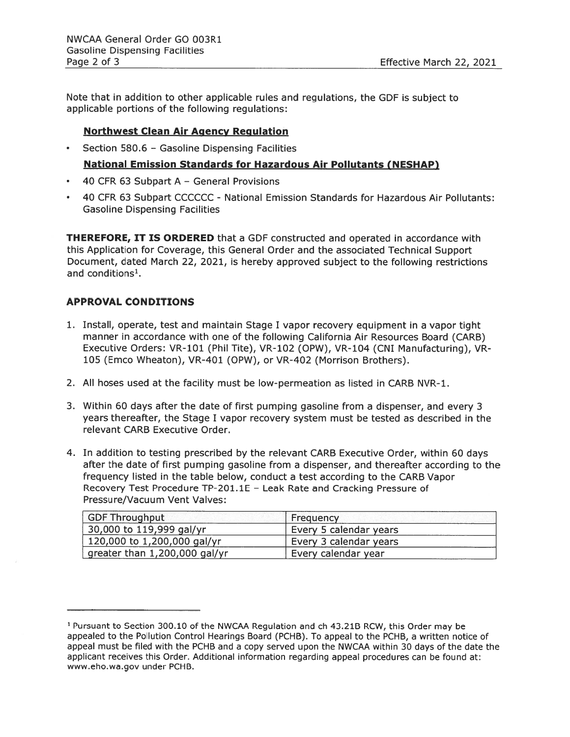Note that in addition to other applicable rules and regulations, the GDF is subject to applicable portions of the following regulations:

**Northwest Clean Air Agency Regulation**

- Section 580.6 – Gasoline Dispensing Facilities

**National Emission Standards for Hazardous Air Pollutants (NESHAP)**

- 40 CFR 63 Subpart A – General Provisions
- 40 CFR 63 Subpart CCCCCC - National Emission Standards for Hazardous Air Pollutants: Gasoline Dispensing Facilities

**THEREFORE, IT IS ORDERED** that a GDF constructed and operated in accordance with this Application for Coverage, this General Order and the associated Technical Support Document, dated March 22, 2021, is hereby approved subject to the following restrictions and conditions[1].

## APPROVAL CONDITIONS

1. Install, operate, test and maintain Stage I vapor recovery equipment in a vapor tight manner in accordance with one of the following California Air Resources Board (CARB) Executive Orders: VR-101 (Phil Tite), VR-102 (OPW), VR-104 (CNI Manufacturing), VR-105 (Emco Wheaton), VR-401 (OPW), or VR-402 (Morrison Brothers).

2. All hoses used at the facility must be low-permeation as listed in CARB NVR-1.

3. Within 60 days after the date of first pumping gasoline from a dispenser, and every 3 years thereafter, the Stage I vapor recovery system must be tested as described in the relevant CARB Executive Order.

4. In addition to testing prescribed by the relevant CARB Executive Order, within 60 days after the date of first pumping gasoline from a dispenser, and thereafter according to the frequency listed in the table below, conduct a test according to the CARB Vapor Recovery Test Procedure TP-201.1E – Leak Rate and Cracking Pressure of Pressure/Vacuum Vent Valves:

| GDF Throughput | Frequency |
|---|---|
| 30,000 to 119,999 gal/yr | Every 5 calendar years |
| 120,000 to 1,200,000 gal/yr | Every 3 calendar years |
| greater than 1,200,000 gal/yr | Every calendar year |

---

[1] Pursuant to Section 300.10 of the NWCAA Regulation and ch 43.21B RCW, this Order may be appealed to the Pollution Control Hearings Board (PCHB). To appeal to the PCHB, a written notice of appeal must be filed with the PCHB and a copy served upon the NWCAA within 30 days of the date the applicant receives this Order. Additional information regarding appeal procedures can be found at: www.eho.wa.gov under PCHB.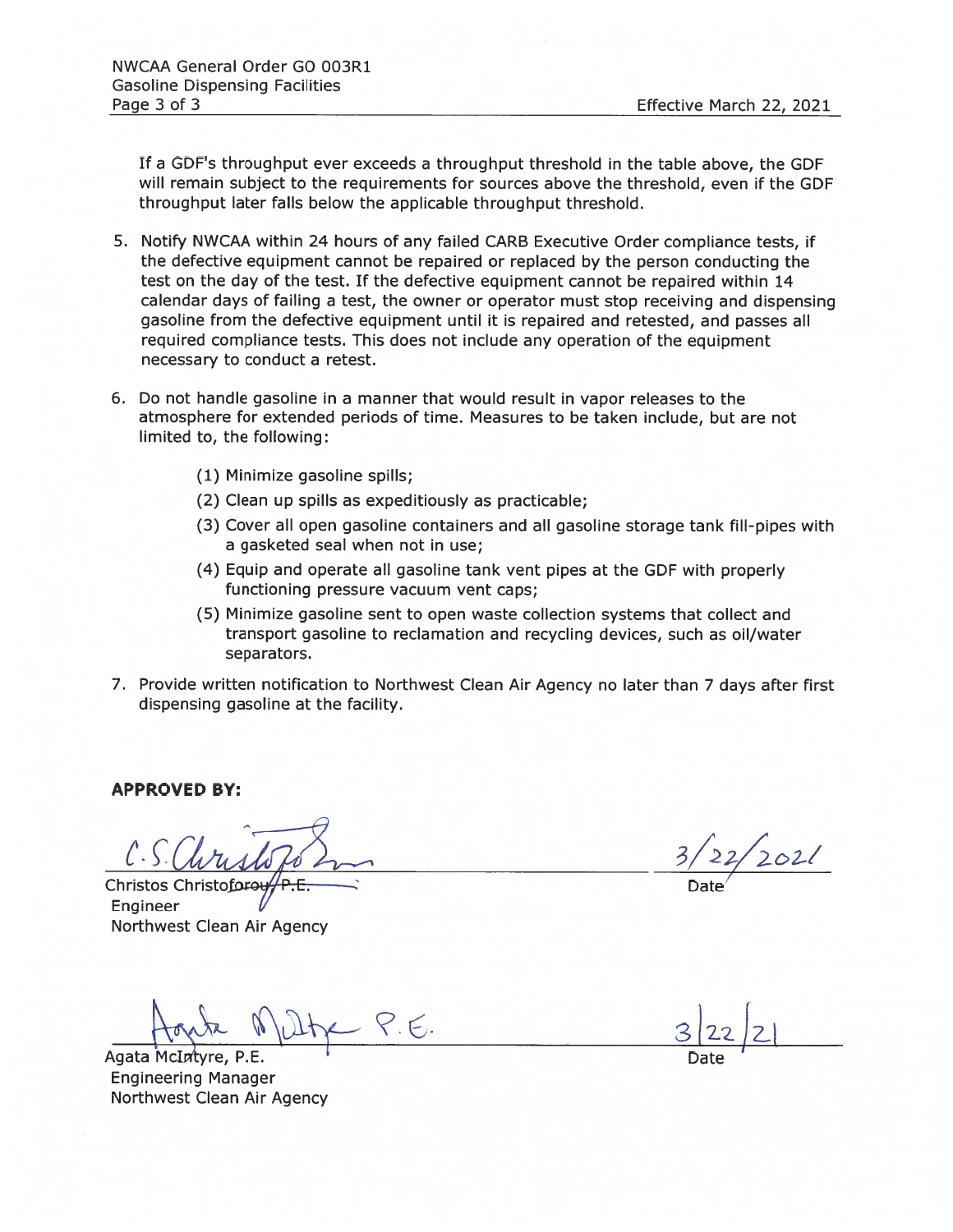If a GDF's throughput ever exceeds a throughput threshold in the table above, the GDF will remain subject to the requirements for sources above the threshold, even if the GDF throughput later falls below the applicable throughput threshold.

5. Notify NWCAA within 24 hours of any failed CARB Executive Order compliance tests, if the defective equipment cannot be repaired or replaced by the person conducting the test on the day of the test. If the defective equipment cannot be repaired within 14 calendar days of failing a test, the owner or operator must stop receiving and dispensing gasoline from the defective equipment until it is repaired and retested, and passes all required compliance tests. This does not include any operation of the equipment necessary to conduct a retest.

6. Do not handle gasoline in a manner that would result in vapor releases to the atmosphere for extended periods of time. Measures to be taken include, but are not limited to, the following:

   (1) Minimize gasoline spills;

   (2) Clean up spills as expeditiously as practicable;

   (3) Cover all open gasoline containers and all gasoline storage tank fill-pipes with a gasketed seal when not in use;

   (4) Equip and operate all gasoline tank vent pipes at the GDF with properly functioning pressure vacuum vent caps;

   (5) Minimize gasoline sent to open waste collection systems that collect and transport gasoline to reclamation and recycling devices, such as oil/water separators.

7. Provide written notification to Northwest Clean Air Agency no later than 7 days after first dispensing gasoline at the facility.

**APPROVED BY:**

C.S. Christoforou — 3/22/2021

Christos Christoforou, P.E.
Engineer
Northwest Clean Air Agency

Date

Agata McIntyre P.E. — 3/22/21

Agata McIntyre, P.E.
Engineering Manager
Northwest Clean Air Agency

Date